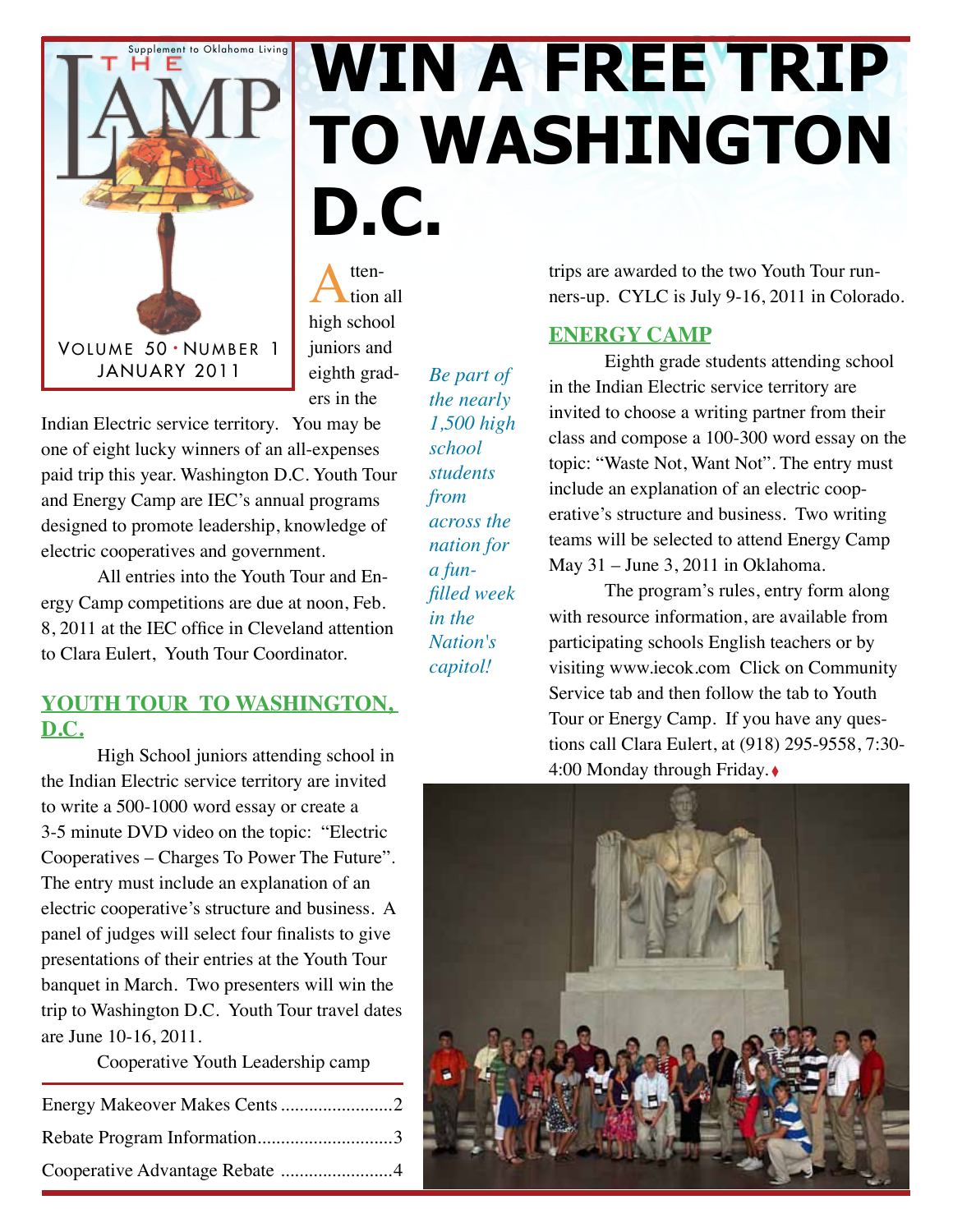# WIN A FREE TRIP TO WASHINGTON D.C.

Attention all high school juniors and eighth graders in the Indian Electric service territory. You may be one of eight lucky winners of an all-expenses paid trip this year. Washington D.C. Youth Tour and Energy Camp are IEC's annual programs designed to promote leadership, knowledge of electric cooperatives and government.

All entries into the Youth Tour and Energy Camp competitions are due at noon, Feb. 8, 2011 at the IEC office in Cleveland attention to Clara Eulert, Youth Tour Coordinator.

*Be part of the nearly 1,500 high school students from across the nation for a fun-filled week in the Nation's capitol!*

## YOUTH TOUR TO WASHINGTON, D.C.

High School juniors attending school in the Indian Electric service territory are invited to write a 500-1000 word essay or create a 3-5 minute DVD video on the topic: "Electric Cooperatives – Charges To Power The Future". The entry must include an explanation of an electric cooperative's structure and business. A panel of judges will select four finalists to give presentations of their entries at the Youth Tour banquet in March. Two presenters will win the trip to Washington D.C. Youth Tour travel dates are June 10-16, 2011.

Cooperative Youth Leadership camp trips are awarded to the two Youth Tour runners-up. CYLC is July 9-16, 2011 in Colorado.

## ENERGY CAMP

Eighth grade students attending school in the Indian Electric service territory are invited to choose a writing partner from their class and compose a 100-300 word essay on the topic: "Waste Not, Want Not". The entry must include an explanation of an electric cooperative's structure and business. Two writing teams will be selected to attend Energy Camp May 31 – June 3, 2011 in Oklahoma.

The program's rules, entry form along with resource information, are available from participating schools English teachers or by visiting www.iecok.com Click on Community Service tab and then follow the tab to Youth Tour or Energy Camp. If you have any questions call Clara Eulert, at (918) 295-9558, 7:30-4:00 Monday through Friday.

Energy Makeover Makes Cents ........................2
Rebate Program Information.............................3
Cooperative Advantage Rebate ........................4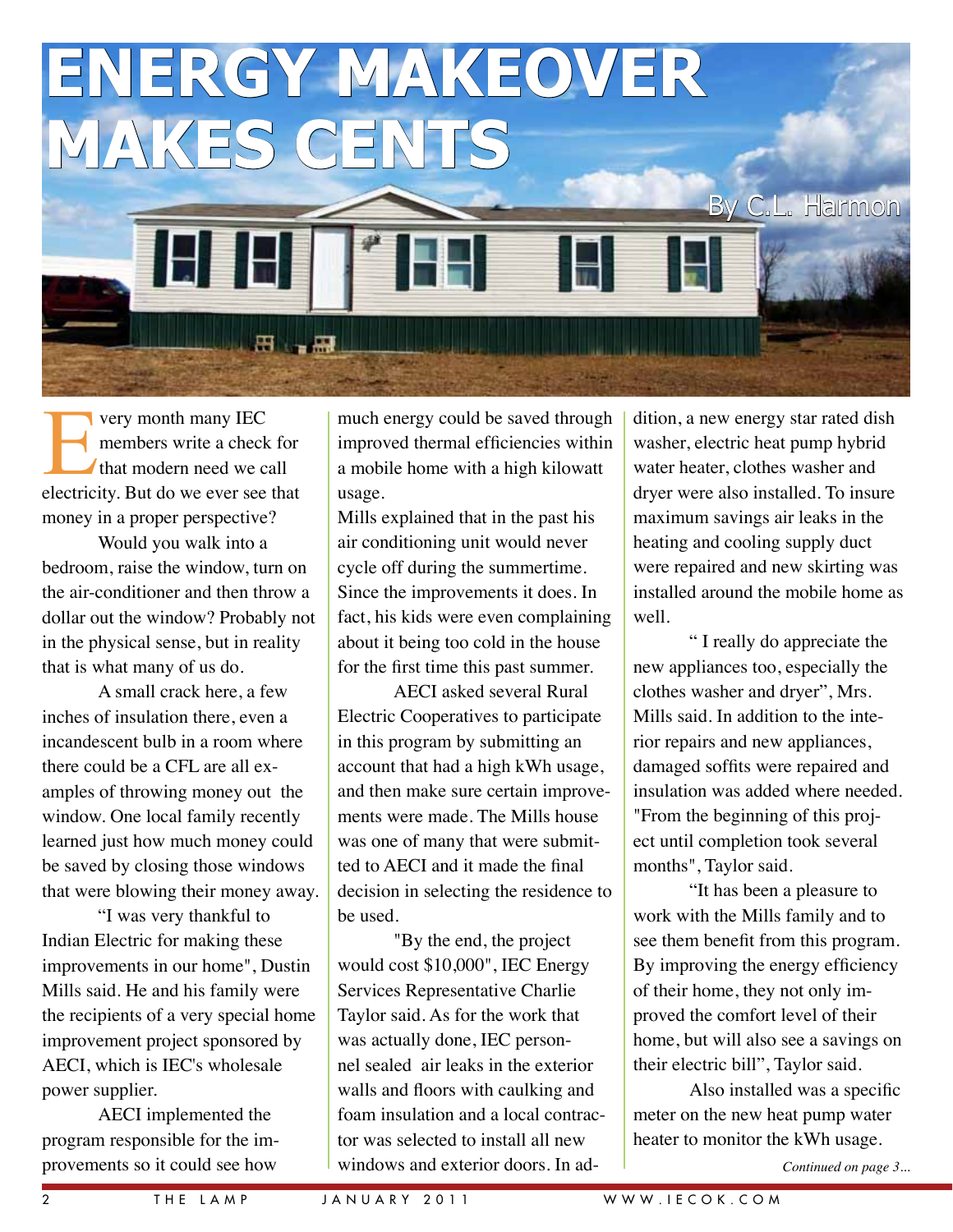# ENERGY MAKEOVER MAKES CENTS

By C.L. Harmon

Every month many IEC members write a check for that modern need we call electricity. But do we ever see that money in a proper perspective?

Would you walk into a bedroom, raise the window, turn on the air-conditioner and then throw a dollar out the window? Probably not in the physical sense, but in reality that is what many of us do.

A small crack here, a few inches of insulation there, even a incandescent bulb in a room where there could be a CFL are all examples of throwing money out the window. One local family recently learned just how much money could be saved by closing those windows that were blowing their money away.

"I was very thankful to Indian Electric for making these improvements in our home", Dustin Mills said. He and his family were the recipients of a very special home improvement project sponsored by AECI, which is IEC's wholesale power supplier.

AECI implemented the program responsible for the improvements so it could see how much energy could be saved through improved thermal efficiencies within a mobile home with a high kilowatt usage.
Mills explained that in the past his air conditioning unit would never cycle off during the summertime. Since the improvements it does. In fact, his kids were even complaining about it being too cold in the house for the first time this past summer.

AECI asked several Rural Electric Cooperatives to participate in this program by submitting an account that had a high kWh usage, and then make sure certain improvements were made. The Mills house was one of many that were submitted to AECI and it made the final decision in selecting the residence to be used.

"By the end, the project would cost $10,000", IEC Energy Services Representative Charlie Taylor said. As for the work that was actually done, IEC personnel sealed air leaks in the exterior walls and floors with caulking and foam insulation and a local contractor was selected to install all new windows and exterior doors. In addition, a new energy star rated dish washer, electric heat pump hybrid water heater, clothes washer and dryer were also installed. To insure maximum savings air leaks in the heating and cooling supply duct were repaired and new skirting was installed around the mobile home as well.

" I really do appreciate the new appliances too, especially the clothes washer and dryer", Mrs. Mills said. In addition to the interior repairs and new appliances, damaged soffits were repaired and insulation was added where needed. "From the beginning of this project until completion took several months", Taylor said.

"It has been a pleasure to work with the Mills family and to see them benefit from this program. By improving the energy efficiency of their home, they not only improved the comfort level of their home, but will also see a savings on their electric bill", Taylor said.

Also installed was a specific meter on the new heat pump water heater to monitor the kWh usage.

*Continued on page 3...*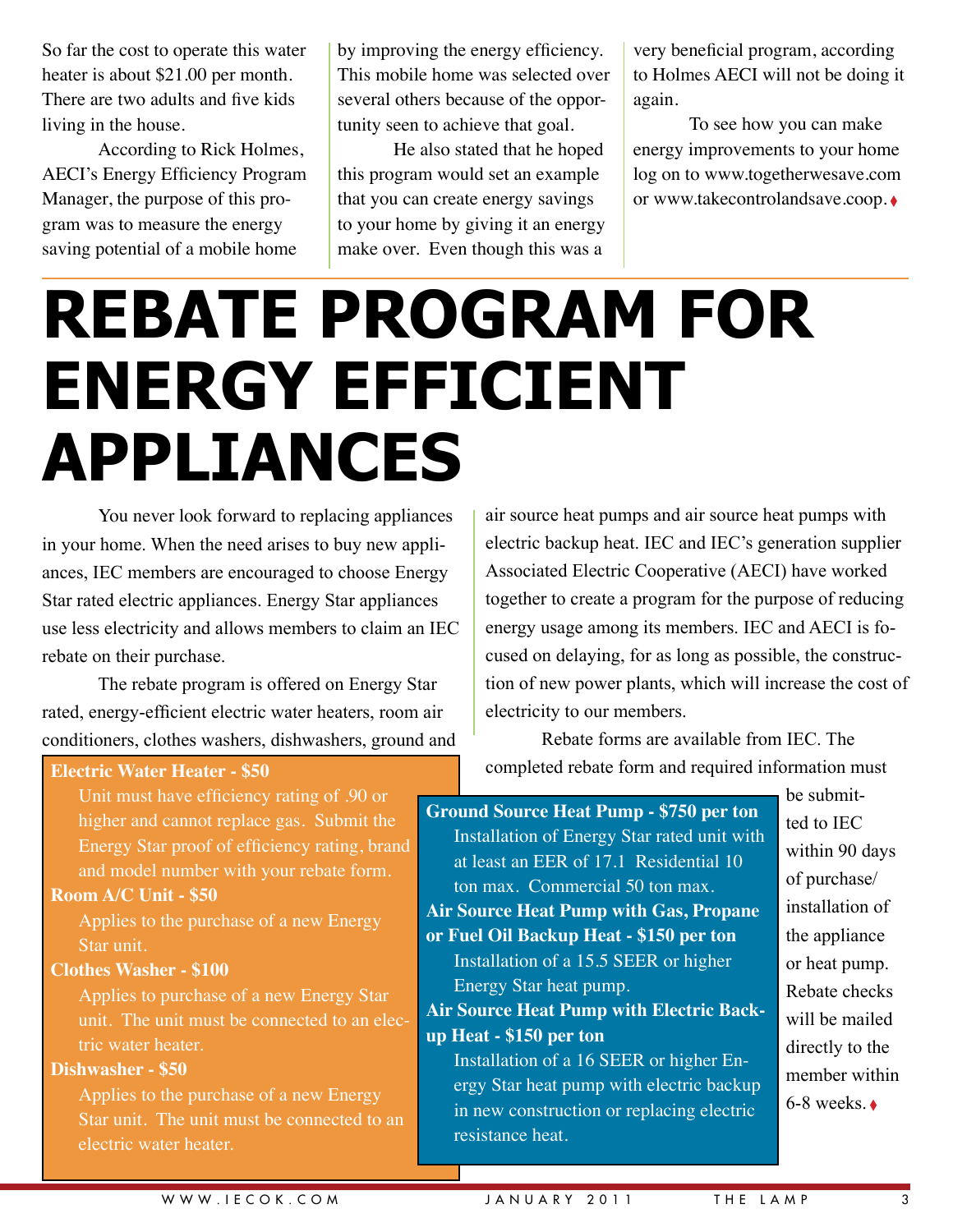So far the cost to operate this water heater is about $21.00 per month. There are two adults and five kids living in the house.

According to Rick Holmes, AECI's Energy Efficiency Program Manager, the purpose of this program was to measure the energy saving potential of a mobile home by improving the energy efficiency. This mobile home was selected over several others because of the opportunity seen to achieve that goal.

He also stated that he hoped this program would set an example that you can create energy savings to your home by giving it an energy make over. Even though this was a very beneficial program, according to Holmes AECI will not be doing it again.

To see how you can make energy improvements to your home log on to www.togetherwesave.com or www.takecontrolandsave.coop.

# REBATE PROGRAM FOR ENERGY EFFICIENT APPLIANCES

You never look forward to replacing appliances in your home. When the need arises to buy new appliances, IEC members are encouraged to choose Energy Star rated electric appliances. Energy Star appliances use less electricity and allows members to claim an IEC rebate on their purchase.

The rebate program is offered on Energy Star rated, energy-efficient electric water heaters, room air conditioners, clothes washers, dishwashers, ground and air source heat pumps and air source heat pumps with electric backup heat. IEC and IEC's generation supplier Associated Electric Cooperative (AECI) have worked together to create a program for the purpose of reducing energy usage among its members. IEC and AECI is focused on delaying, for as long as possible, the construction of new power plants, which will increase the cost of electricity to our members.

Rebate forms are available from IEC. The completed rebate form and required information must be submitted to IEC within 90 days of purchase/installation of the appliance or heat pump. Rebate checks will be mailed directly to the member within 6-8 weeks.

**Electric Water Heater - $50**

Unit must have efficiency rating of .90 or higher and cannot replace gas. Submit the Energy Star proof of efficiency rating, brand and model number with your rebate form.

**Room A/C Unit - $50**

Applies to the purchase of a new Energy Star unit.

**Clothes Washer - $100**

Applies to purchase of a new Energy Star unit. The unit must be connected to an electric water heater.

**Dishwasher - $50**

Applies to the purchase of a new Energy Star unit. The unit must be connected to an electric water heater.

**Ground Source Heat Pump - $750 per ton**

Installation of Energy Star rated unit with at least an EER of 17.1 Residential 10 ton max. Commercial 50 ton max.

**Air Source Heat Pump with Gas, Propane or Fuel Oil Backup Heat - $150 per ton**

Installation of a 15.5 SEER or higher Energy Star heat pump.

**Air Source Heat Pump with Electric Backup Heat - $150 per ton**

Installation of a 16 SEER or higher Energy Star heat pump with electric backup in new construction or replacing electric resistance heat.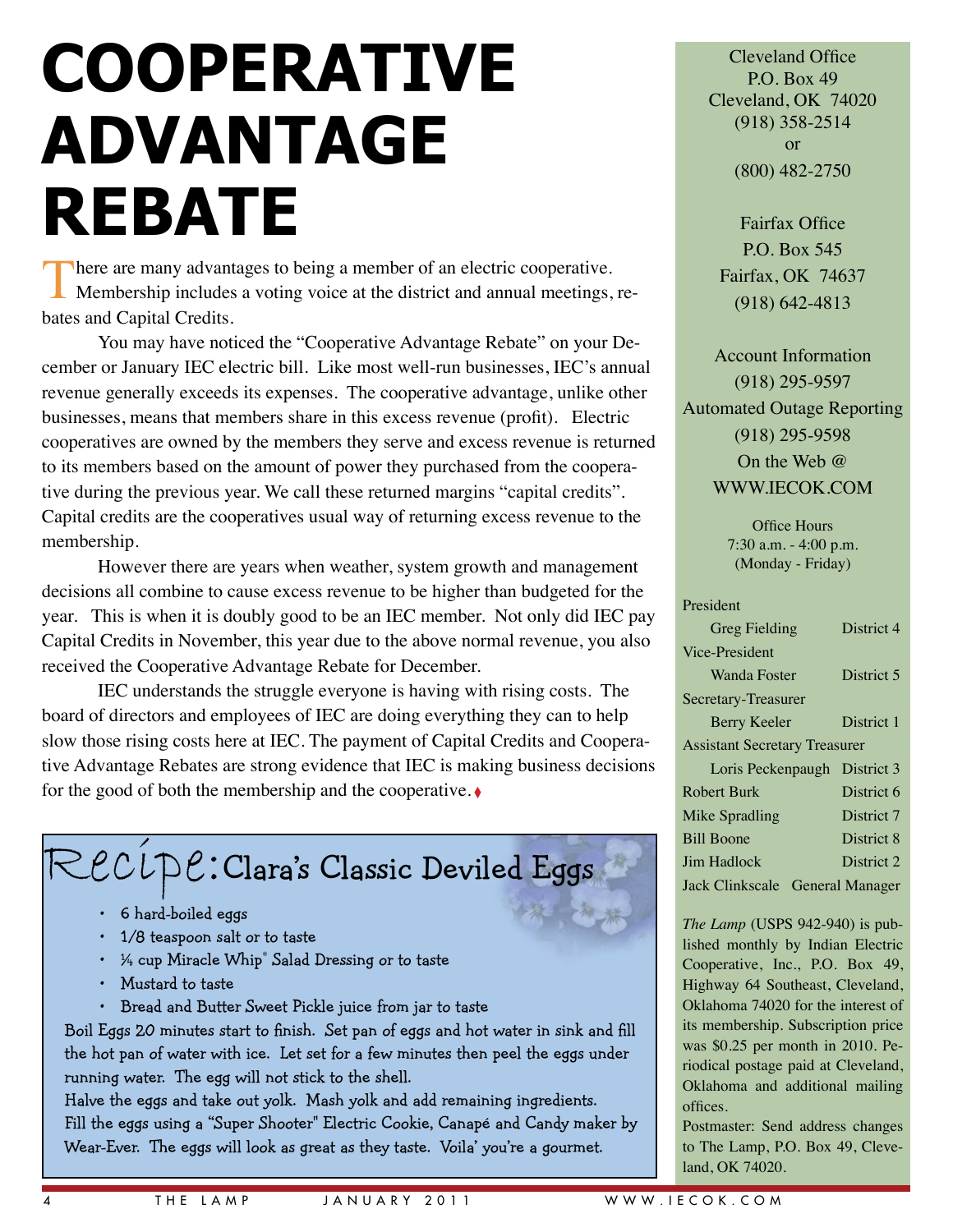# COOPERATIVE ADVANTAGE REBATE

There are many advantages to being a member of an electric cooperative. Membership includes a voting voice at the district and annual meetings, rebates and Capital Credits.

You may have noticed the "Cooperative Advantage Rebate" on your December or January IEC electric bill. Like most well-run businesses, IEC's annual revenue generally exceeds its expenses. The cooperative advantage, unlike other businesses, means that members share in this excess revenue (profit). Electric cooperatives are owned by the members they serve and excess revenue is returned to its members based on the amount of power they purchased from the cooperative during the previous year. We call these returned margins "capital credits". Capital credits are the cooperatives usual way of returning excess revenue to the membership.

However there are years when weather, system growth and management decisions all combine to cause excess revenue to be higher than budgeted for the year. This is when it is doubly good to be an IEC member. Not only did IEC pay Capital Credits in November, this year due to the above normal revenue, you also received the Cooperative Advantage Rebate for December.

IEC understands the struggle everyone is having with rising costs. The board of directors and employees of IEC are doing everything they can to help slow those rising costs here at IEC. The payment of Capital Credits and Cooperative Advantage Rebates are strong evidence that IEC is making business decisions for the good of both the membership and the cooperative.♦

## Recipe: Clara's Classic Deviled Eggs

- 6 hard-boiled eggs
- 1/8 teaspoon salt or to taste
- ¼ cup Miracle Whip® Salad Dressing or to taste
- Mustard to taste
- Bread and Butter Sweet Pickle juice from jar to taste

Boil Eggs 20 minutes start to finish. Set pan of eggs and hot water in sink and fill the hot pan of water with ice. Let set for a few minutes then peel the eggs under running water. The egg will not stick to the shell.

Halve the eggs and take out yolk. Mash yolk and add remaining ingredients. Fill the eggs using a "Super Shooter" Electric Cookie, Canapé and Candy maker by Wear-Ever. The eggs will look as great as they taste. Voila' you're a gourmet.

---

Cleveland Office
P.O. Box 49
Cleveland, OK 74020
(918) 358-2514
or
(800) 482-2750

Fairfax Office
P.O. Box 545
Fairfax, OK 74637
(918) 642-4813

Account Information
(918) 295-9597
Automated Outage Reporting
(918) 295-9598
On the Web @
WWW.IECOK.COM

Office Hours
7:30 a.m. - 4:00 p.m.
(Monday - Friday)

| | |
|---|---|
| President | |
| Greg Fielding | District 4 |
| Vice-President | |
| Wanda Foster | District 5 |
| Secretary-Treasurer | |
| Berry Keeler | District 1 |
| Assistant Secretary Treasurer | |
| Loris Peckenpaugh | District 3 |
| Robert Burk | District 6 |
| Mike Spradling | District 7 |
| Bill Boone | District 8 |
| Jim Hadlock | District 2 |
| Jack Clinkscale | General Manager |

*The Lamp* (USPS 942-940) is published monthly by Indian Electric Cooperative, Inc., P.O. Box 49, Highway 64 Southeast, Cleveland, Oklahoma 74020 for the interest of its membership. Subscription price was $0.25 per month in 2010. Periodical postage paid at Cleveland, Oklahoma and additional mailing offices.

Postmaster: Send address changes to The Lamp, P.O. Box 49, Cleveland, OK 74020.